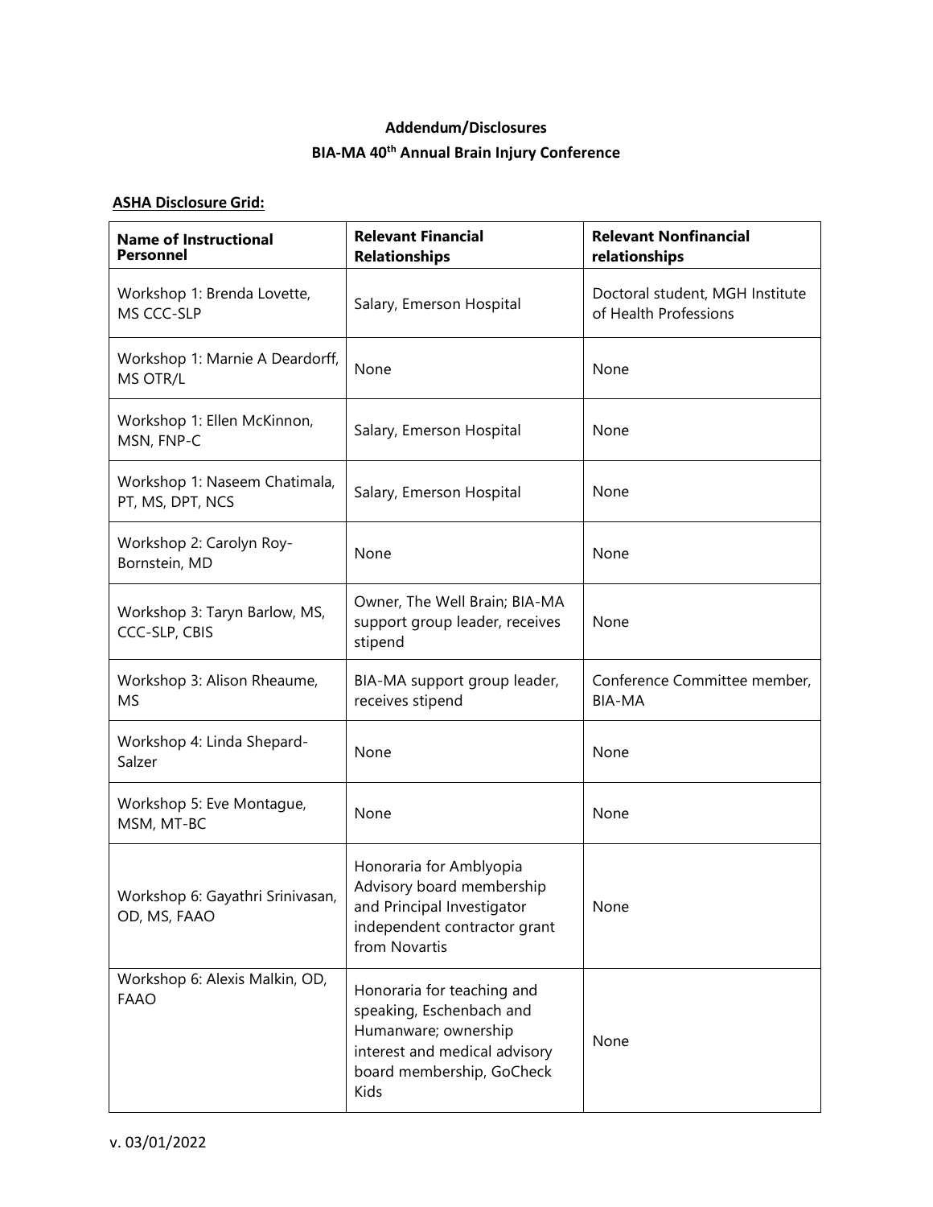**Addendum/Disclosures**

**BIA-MA 40th Annual Brain Injury Conference**

**ASHA Disclosure Grid:**

| Name of Instructional Personnel | Relevant Financial Relationships | Relevant Nonfinancial relationships |
|---|---|---|
| Workshop 1: Brenda Lovette, MS CCC-SLP | Salary, Emerson Hospital | Doctoral student, MGH Institute of Health Professions |
| Workshop 1: Marnie A Deardorff, MS OTR/L | None | None |
| Workshop 1: Ellen McKinnon, MSN, FNP-C | Salary, Emerson Hospital | None |
| Workshop 1: Naseem Chatimala, PT, MS, DPT, NCS | Salary, Emerson Hospital | None |
| Workshop 2: Carolyn Roy-Bornstein, MD | None | None |
| Workshop 3: Taryn Barlow, MS, CCC-SLP, CBIS | Owner, The Well Brain; BIA-MA support group leader, receives stipend | None |
| Workshop 3: Alison Rheaume, MS | BIA-MA support group leader, receives stipend | Conference Committee member, BIA-MA |
| Workshop 4: Linda Shepard-Salzer | None | None |
| Workshop 5: Eve Montague, MSM, MT-BC | None | None |
| Workshop 6: Gayathri Srinivasan, OD, MS, FAAO | Honoraria for Amblyopia Advisory board membership and Principal Investigator independent contractor grant from Novartis | None |
| Workshop 6: Alexis Malkin, OD, FAAO | Honoraria for teaching and speaking, Eschenbach and Humanware; ownership interest and medical advisory board membership, GoCheck Kids | None |

v. 03/01/2022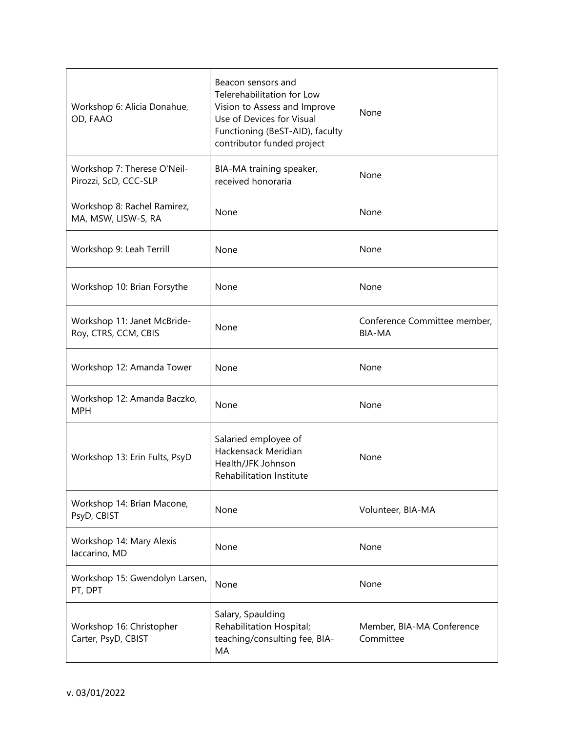| | | |
|---|---|---|
| Workshop 6: Alicia Donahue, OD, FAAO | Beacon sensors and Telerehabilitation for Low Vision to Assess and Improve Use of Devices for Visual Functioning (BeST-AID), faculty contributor funded project | None |
| Workshop 7: Therese O'Neil-Pirozzi, ScD, CCC-SLP | BIA-MA training speaker, received honoraria | None |
| Workshop 8: Rachel Ramirez, MA, MSW, LISW-S, RA | None | None |
| Workshop 9: Leah Terrill | None | None |
| Workshop 10: Brian Forsythe | None | None |
| Workshop 11: Janet McBride-Roy, CTRS, CCM, CBIS | None | Conference Committee member, BIA-MA |
| Workshop 12: Amanda Tower | None | None |
| Workshop 12: Amanda Baczko, MPH | None | None |
| Workshop 13: Erin Fults, PsyD | Salaried employee of Hackensack Meridian Health/JFK Johnson Rehabilitation Institute | None |
| Workshop 14: Brian Macone, PsyD, CBIST | None | Volunteer, BIA-MA |
| Workshop 14: Mary Alexis Iaccarino, MD | None | None |
| Workshop 15: Gwendolyn Larsen, PT, DPT | None | None |
| Workshop 16: Christopher Carter, PsyD, CBIST | Salary, Spaulding Rehabilitation Hospital; teaching/consulting fee, BIA-MA | Member, BIA-MA Conference Committee |

v. 03/01/2022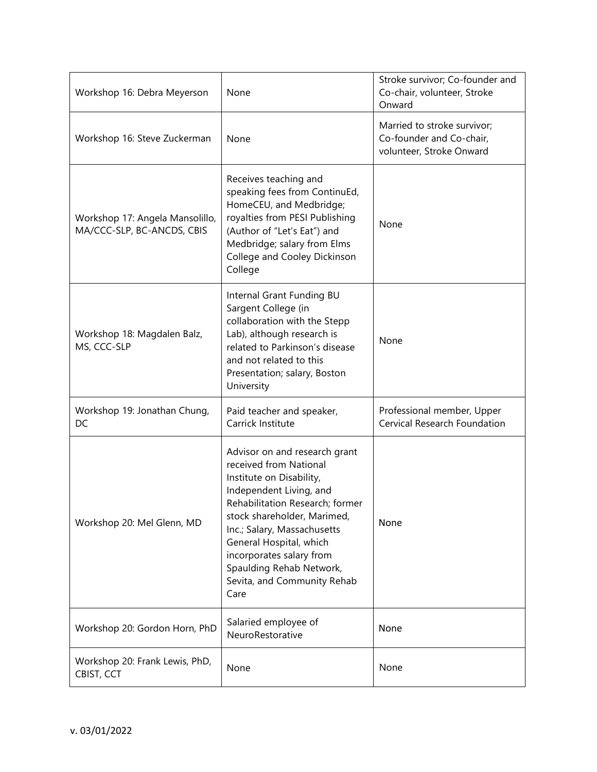| | | |
|---|---|---|
| Workshop 16: Debra Meyerson | None | Stroke survivor; Co-founder and Co-chair, volunteer, Stroke Onward |
| Workshop 16: Steve Zuckerman | None | Married to stroke survivor; Co-founder and Co-chair, volunteer, Stroke Onward |
| Workshop 17: Angela Mansolillo, MA/CCC-SLP, BC-ANCDS, CBIS | Receives teaching and speaking fees from ContinuEd, HomeCEU, and Medbridge; royalties from PESI Publishing (Author of "Let's Eat") and Medbridge; salary from Elms College and Cooley Dickinson College | None |
| Workshop 18: Magdalen Balz, MS, CCC-SLP | Internal Grant Funding BU Sargent College (in collaboration with the Stepp Lab), although research is related to Parkinson's disease and not related to this Presentation; salary, Boston University | None |
| Workshop 19: Jonathan Chung, DC | Paid teacher and speaker, Carrick Institute | Professional member, Upper Cervical Research Foundation |
| Workshop 20: Mel Glenn, MD | Advisor on and research grant received from National Institute on Disability, Independent Living, and Rehabilitation Research; former stock shareholder, Marimed, Inc.; Salary, Massachusetts General Hospital, which incorporates salary from Spaulding Rehab Network, Sevita, and Community Rehab Care | None |
| Workshop 20: Gordon Horn, PhD | Salaried employee of NeuroRestorative | None |
| Workshop 20: Frank Lewis, PhD, CBIST, CCT | None | None |

v. 03/01/2022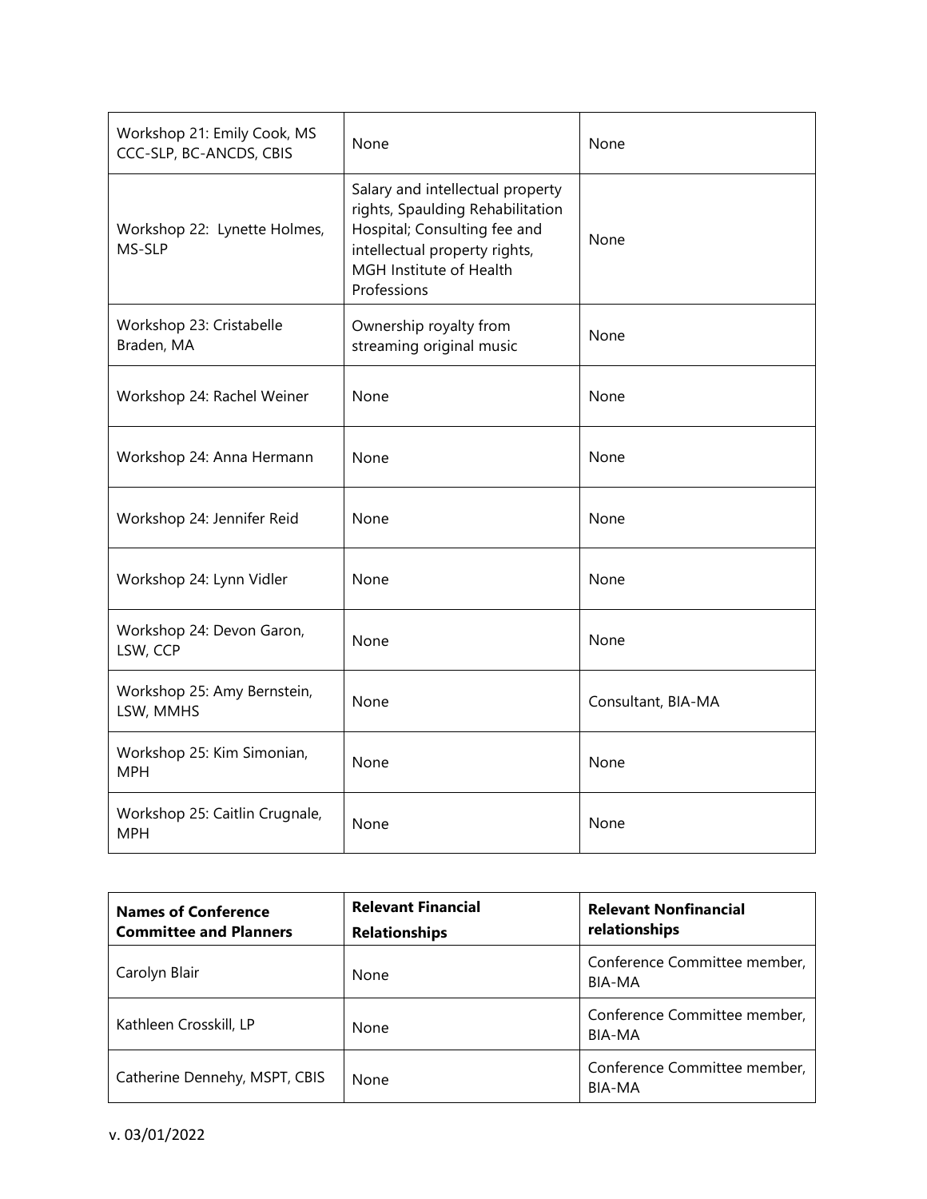| | | |
|---|---|---|
| Workshop 21: Emily Cook, MS CCC-SLP, BC-ANCDS, CBIS | None | None |
| Workshop 22: Lynette Holmes, MS-SLP | Salary and intellectual property rights, Spaulding Rehabilitation Hospital; Consulting fee and intellectual property rights, MGH Institute of Health Professions | None |
| Workshop 23: Cristabelle Braden, MA | Ownership royalty from streaming original music | None |
| Workshop 24: Rachel Weiner | None | None |
| Workshop 24: Anna Hermann | None | None |
| Workshop 24: Jennifer Reid | None | None |
| Workshop 24: Lynn Vidler | None | None |
| Workshop 24: Devon Garon, LSW, CCP | None | None |
| Workshop 25: Amy Bernstein, LSW, MMHS | None | Consultant, BIA-MA |
| Workshop 25: Kim Simonian, MPH | None | None |
| Workshop 25: Caitlin Crugnale, MPH | None | None |

| **Names of Conference Committee and Planners** | **Relevant Financial Relationships** | **Relevant Nonfinancial relationships** |
|---|---|---|
| Carolyn Blair | None | Conference Committee member, BIA-MA |
| Kathleen Crosskill, LP | None | Conference Committee member, BIA-MA |
| Catherine Dennehy, MSPT, CBIS | None | Conference Committee member, BIA-MA |

v. 03/01/2022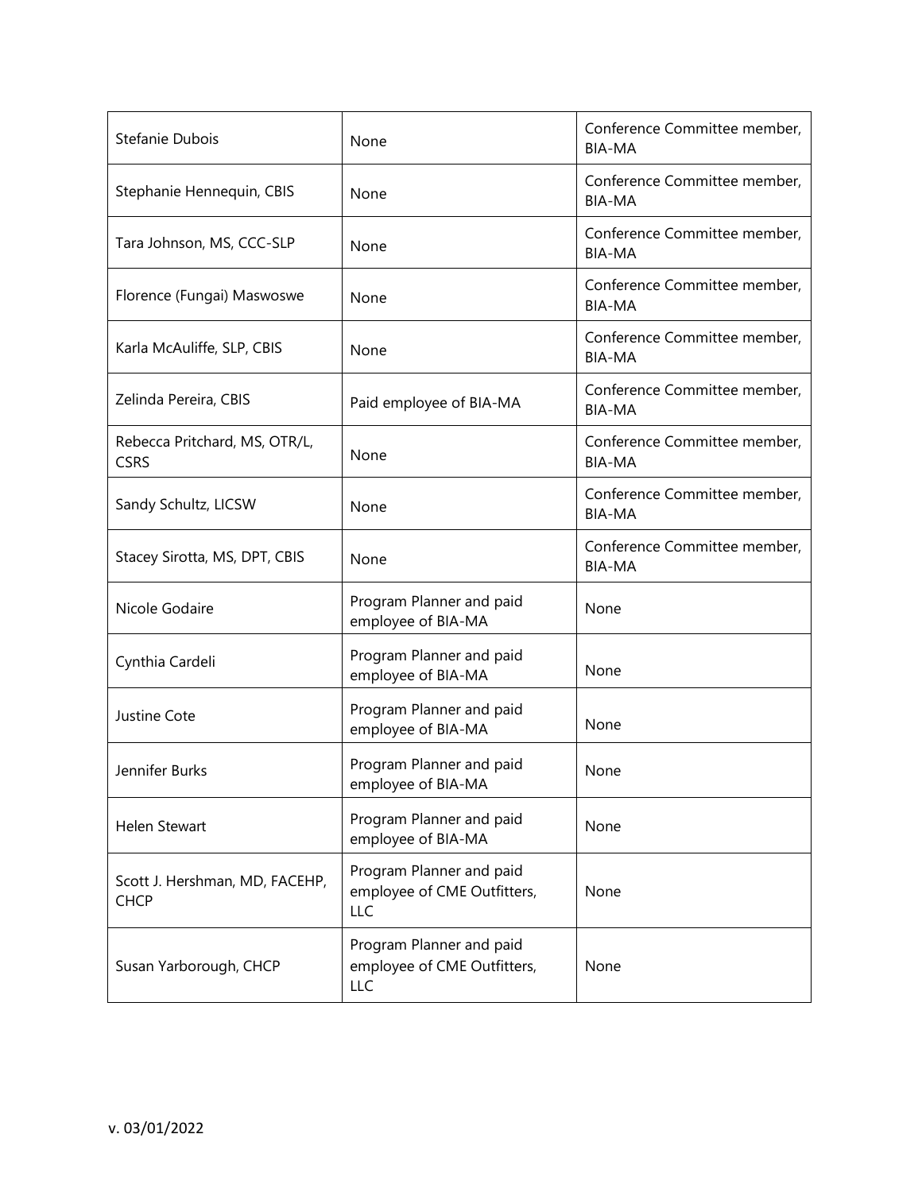| | | |
|---|---|---|
| Stefanie Dubois | None | Conference Committee member, BIA-MA |
| Stephanie Hennequin, CBIS | None | Conference Committee member, BIA-MA |
| Tara Johnson, MS, CCC-SLP | None | Conference Committee member, BIA-MA |
| Florence (Fungai) Maswoswe | None | Conference Committee member, BIA-MA |
| Karla McAuliffe, SLP, CBIS | None | Conference Committee member, BIA-MA |
| Zelinda Pereira, CBIS | Paid employee of BIA-MA | Conference Committee member, BIA-MA |
| Rebecca Pritchard, MS, OTR/L, CSRS | None | Conference Committee member, BIA-MA |
| Sandy Schultz, LICSW | None | Conference Committee member, BIA-MA |
| Stacey Sirotta, MS, DPT, CBIS | None | Conference Committee member, BIA-MA |
| Nicole Godaire | Program Planner and paid employee of BIA-MA | None |
| Cynthia Cardeli | Program Planner and paid employee of BIA-MA | None |
| Justine Cote | Program Planner and paid employee of BIA-MA | None |
| Jennifer Burks | Program Planner and paid employee of BIA-MA | None |
| Helen Stewart | Program Planner and paid employee of BIA-MA | None |
| Scott J. Hershman, MD, FACEHP, CHCP | Program Planner and paid employee of CME Outfitters, LLC | None |
| Susan Yarborough, CHCP | Program Planner and paid employee of CME Outfitters, LLC | None |

v. 03/01/2022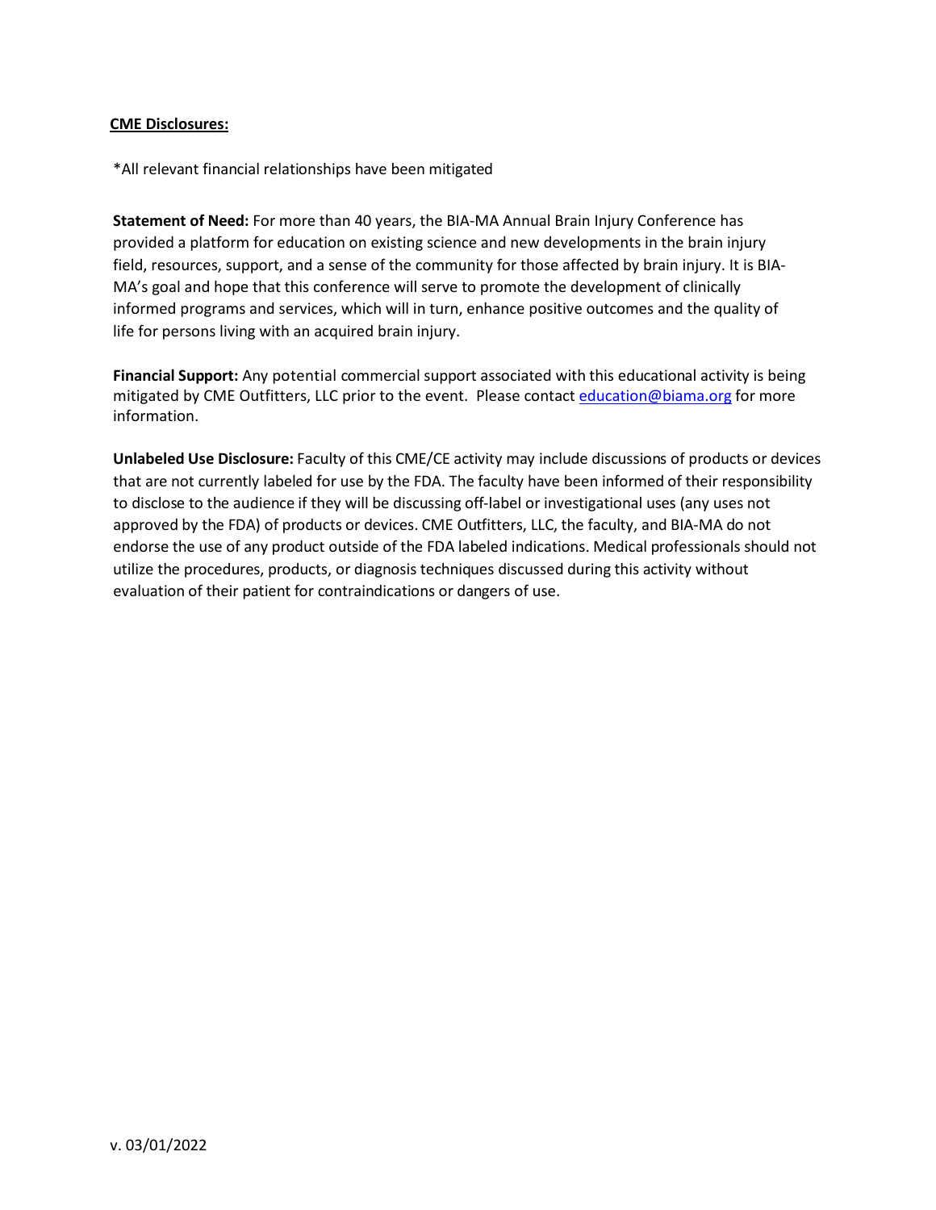**CME Disclosures:**

*All relevant financial relationships have been mitigated

**Statement of Need:** For more than 40 years, the BIA-MA Annual Brain Injury Conference has provided a platform for education on existing science and new developments in the brain injury field, resources, support, and a sense of the community for those affected by brain injury. It is BIA-MA's goal and hope that this conference will serve to promote the development of clinically informed programs and services, which will in turn, enhance positive outcomes and the quality of life for persons living with an acquired brain injury.

**Financial Support:** Any potential commercial support associated with this educational activity is being mitigated by CME Outfitters, LLC prior to the event. Please contact education@biama.org for more information.

**Unlabeled Use Disclosure:** Faculty of this CME/CE activity may include discussions of products or devices that are not currently labeled for use by the FDA. The faculty have been informed of their responsibility to disclose to the audience if they will be discussing off-label or investigational uses (any uses not approved by the FDA) of products or devices. CME Outfitters, LLC, the faculty, and BIA-MA do not endorse the use of any product outside of the FDA labeled indications. Medical professionals should not utilize the procedures, products, or diagnosis techniques discussed during this activity without evaluation of their patient for contraindications or dangers of use.

v. 03/01/2022